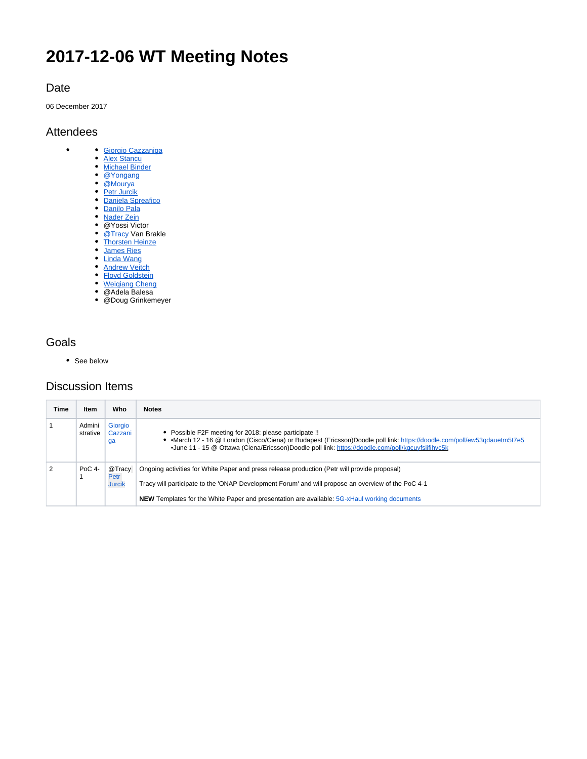# 2017-12-06 WT Meeting Notes

## Date

06 December 2017

## Attendees

- - Giorgio Cazzaniga
  - Alex Stancu
  - Michael Binder
  - @Yongang
  - @Mourya
  - Petr Jurcik
  - Daniela Spreafico
  - Danilo Pala
  - Nader Zein
  - @Yossi Victor
  - @Tracy Van Brakle
  - Thorsten Heinze
  - James Ries
  - Linda Wang
  - Andrew Veitch
  - Floyd Goldstein
  - Weiqiang Cheng
  - @Adela Balesa
  - @Doug Grinkemeyer

## Goals

- See below

## Discussion Items

| Time | Item | Who | Notes |
|---|---|---|---|
| 1 | Administrative | Giorgio Cazzaniga | • Possible F2F meeting for 2018: please participate !!<br>• •March 12 - 16 @ London (Cisco/Ciena) or Budapest (Ericsson)Doodle poll link: https://doodle.com/poll/ew53qdauetm5t7e5<br>•June 11 - 15 @ Ottawa (Ciena/Ericsson)Doodle poll link: https://doodle.com/poll/kqcuyfsiifihvc5k |
| 2 | PoC 4-1 | @Tracy Petr Jurcik | Ongoing activities for White Paper and press release production (Petr will provide proposal)<br><br>Tracy will participate to the 'ONAP Development Forum' and will propose an overview of the PoC 4-1<br><br>**NEW** Templates for the White Paper and presentation are available: 5G-xHaul working documents |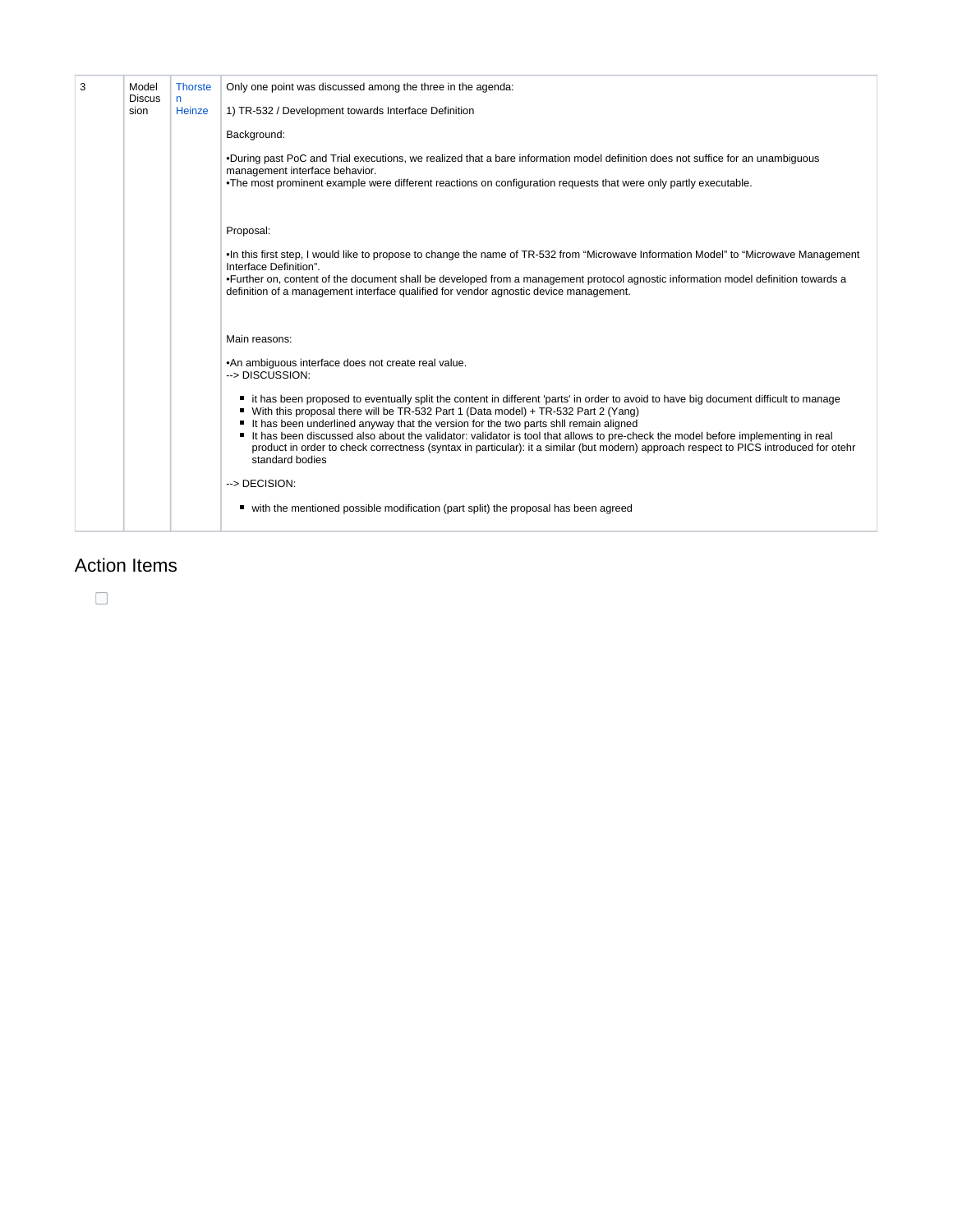| | | | |
|---|---|---|---|
| 3 | Model Discussion | Thorsten Heinze | Only one point was discussed among the three in the agenda:<br><br>1) TR-532 / Development towards Interface Definition<br><br>Background:<br><br>•During past PoC and Trial executions, we realized that a bare information model definition does not suffice for an unambiguous management interface behavior.<br>•The most prominent example were different reactions on configuration requests that were only partly executable.<br><br>Proposal:<br><br>•In this first step, I would like to propose to change the name of TR-532 from "Microwave Information Model" to "Microwave Management Interface Definition".<br>•Further on, content of the document shall be developed from a management protocol agnostic information model definition towards a definition of a management interface qualified for vendor agnostic device management.<br><br>Main reasons:<br><br>•An ambiguous interface does not create real value.<br>--> DISCUSSION:<br><br>▪ it has been proposed to eventually split the content in different 'parts' in order to avoid to have big document difficult to manage<br>▪ With this proposal there will be TR-532 Part 1 (Data model) + TR-532 Part 2 (Yang)<br>▪ It has been underlined anyway that the version for the two parts shll remain aligned<br>▪ It has been discussed also about the validator: validator is tool that allows to pre-check the model before implementing in real product in order to check correctness (syntax in particular): it a similar (but modern) approach respect to PICS introduced for otehr standard bodies<br><br>--> DECISION:<br><br>▪ with the mentioned possible modification (part split) the proposal has been agreed |

## Action Items

- [ ]